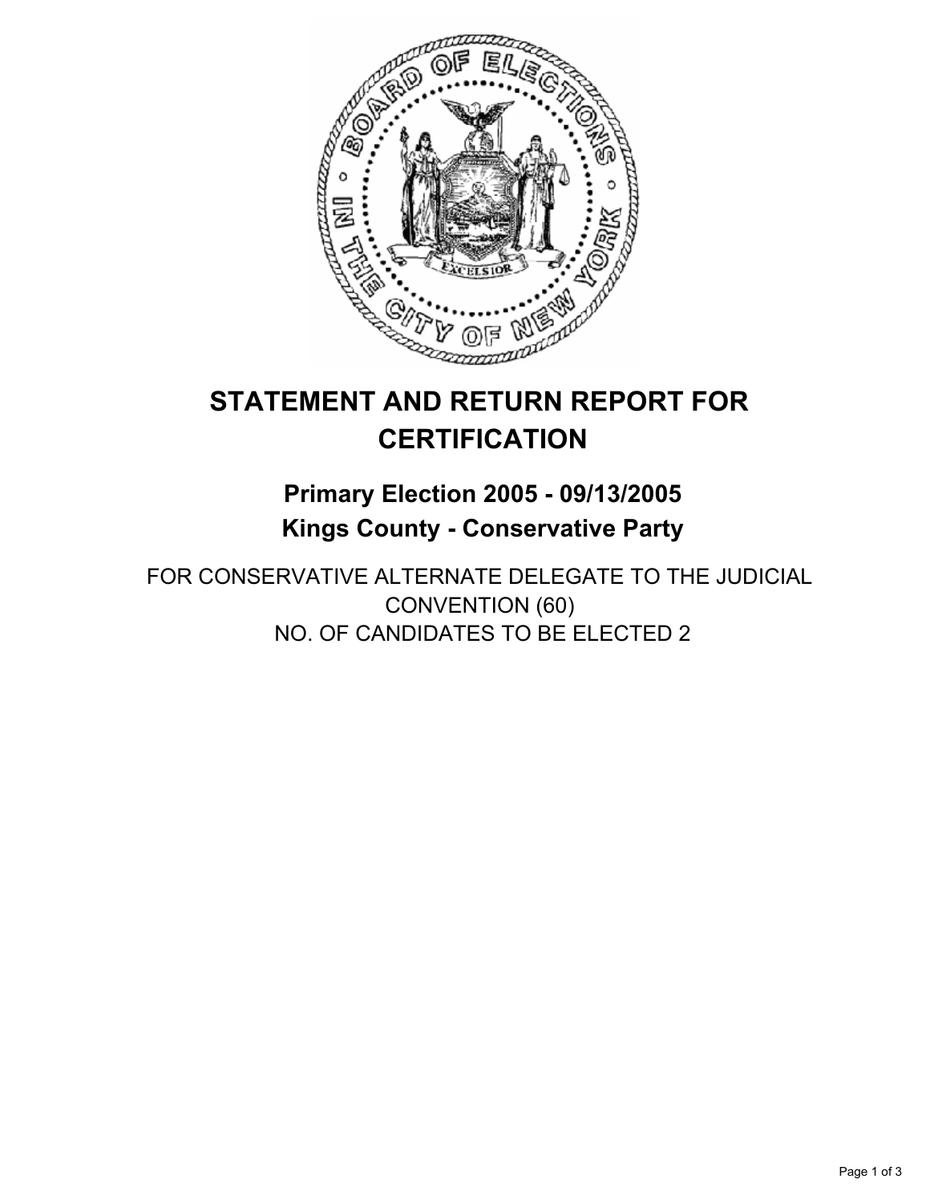# STATEMENT AND RETURN REPORT FOR CERTIFICATION

## Primary Election 2005 - 09/13/2005
## Kings County - Conservative Party

FOR CONSERVATIVE ALTERNATE DELEGATE TO THE JUDICIAL CONVENTION (60)
NO. OF CANDIDATES TO BE ELECTED 2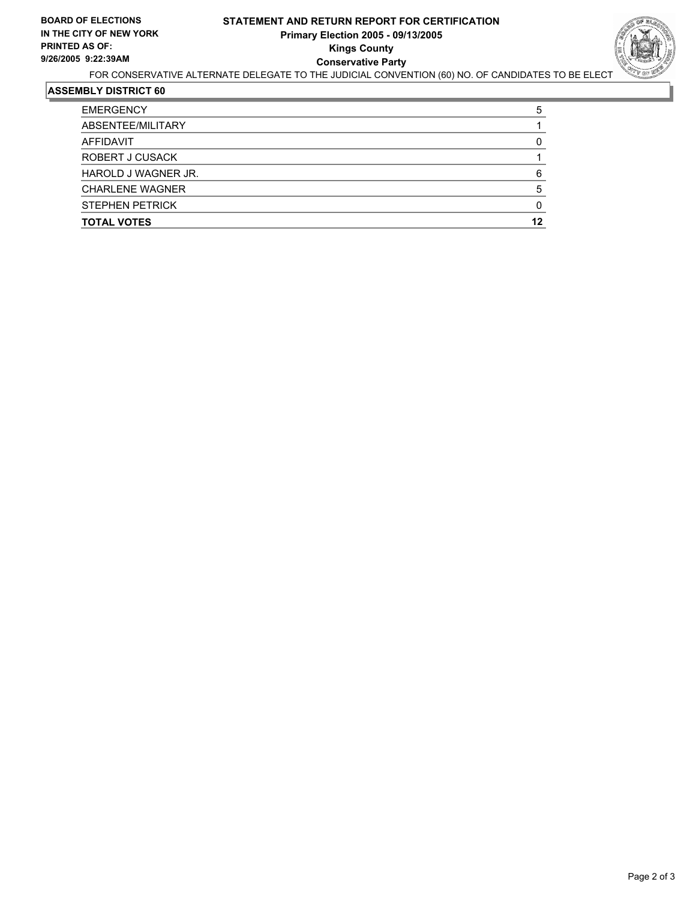**BOARD OF ELECTIONS IN THE CITY OF NEW YORK**
**PRINTED AS OF: 9/26/2005 9:22:39AM**

# STATEMENT AND RETURN REPORT FOR CERTIFICATION
## Primary Election 2005 - 09/13/2005
## Kings County
## Conservative Party

FOR CONSERVATIVE ALTERNATE DELEGATE TO THE JUDICIAL CONVENTION (60) NO. OF CANDIDATES TO BE ELECT

### ASSEMBLY DISTRICT 60

| | |
|---|---|
| EMERGENCY | 5 |
| ABSENTEE/MILITARY | 1 |
| AFFIDAVIT | 0 |
| ROBERT J CUSACK | 1 |
| HAROLD J WAGNER JR. | 6 |
| CHARLENE WAGNER | 5 |
| STEPHEN PETRICK | 0 |
| **TOTAL VOTES** | **12** |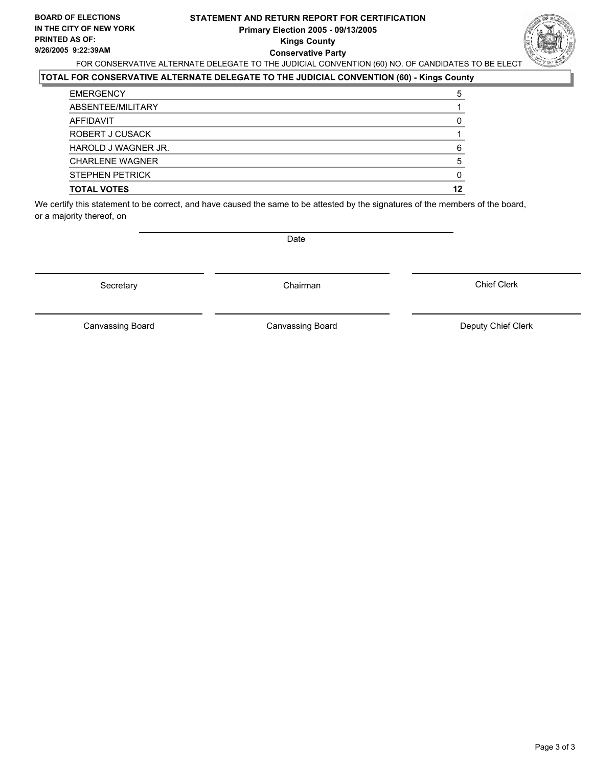**BOARD OF ELECTIONS**
**IN THE CITY OF NEW YORK**
**PRINTED AS OF:**
**9/26/2005 9:22:39AM**

# STATEMENT AND RETURN REPORT FOR CERTIFICATION
## Primary Election 2005 - 09/13/2005
## Kings County
## Conservative Party

FOR CONSERVATIVE ALTERNATE DELEGATE TO THE JUDICIAL CONVENTION (60) NO. OF CANDIDATES TO BE ELECT

**TOTAL FOR CONSERVATIVE ALTERNATE DELEGATE TO THE JUDICIAL CONVENTION (60) - Kings County**

| | |
|---|---|
| EMERGENCY | 5 |
| ABSENTEE/MILITARY | 1 |
| AFFIDAVIT | 0 |
| ROBERT J CUSACK | 1 |
| HAROLD J WAGNER JR. | 6 |
| CHARLENE WAGNER | 5 |
| STEPHEN PETRICK | 0 |
| **TOTAL VOTES** | **12** |

We certify this statement to be correct, and have caused the same to be attested by the signatures of the members of the board, or a majority thereof, on

Date

Secretary

Chairman

Chief Clerk

Canvassing Board

Canvassing Board

Deputy Chief Clerk